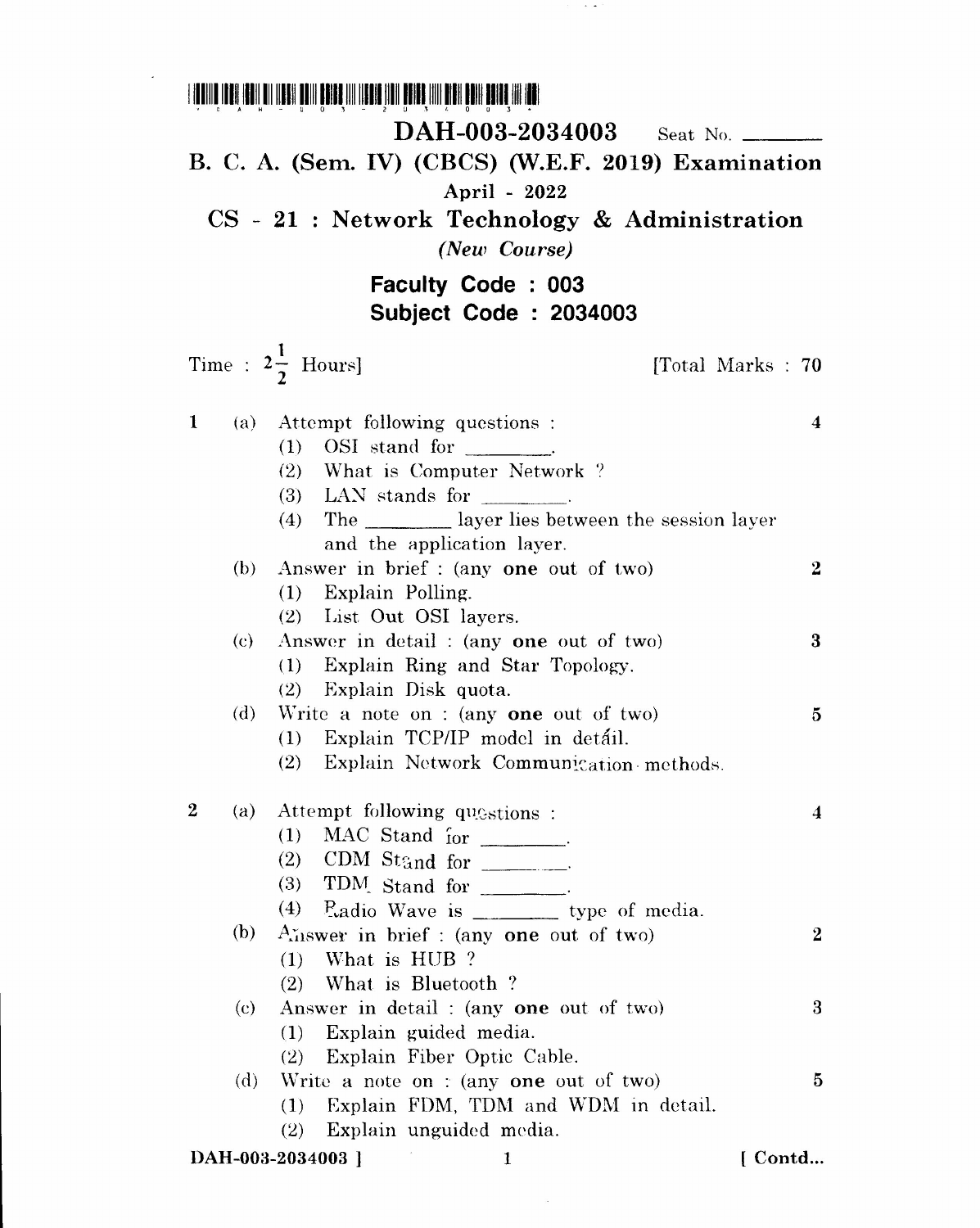**DAH-003-2034003** Seat No. ________

# B. C. A. (Sem. IV) (CBCS) (W.E.F. 2019) Examination

**April - 2022**

## CS - 21 : Network Technology & Administration

*(New Course)*

**Faculty Code : 003**
**Subject Code : 2034003**

Time : $2\frac{1}{2}$ Hours] [Total Marks : 70

**1** (a) Attempt following questions : **4**

(1) OSI stand for ________.

(2) What is Computer Network ?

(3) LAN stands for ________.

(4) The ________ layer lies between the session layer and the application layer.

(b) Answer in brief : (any **one** out of two) **2**

(1) Explain Polling.

(2) List Out OSI layers.

(c) Answer in detail : (any **one** out of two) **3**

(1) Explain Ring and Star Topology.

(2) Explain Disk quota.

(d) Write a note on : (any **one** out of two) **5**

(1) Explain TCP/IP model in detail.

(2) Explain Network Communication methods.

**2** (a) Attempt following questions : **4**

(1) MAC Stand for ________.

(2) CDM Stand for ________.

(3) TDM Stand for ________.

(4) Radio Wave is ________ type of media.

(b) Answer in brief : (any **one** out of two) **2**

(1) What is HUB ?

(2) What is Bluetooth ?

(c) Answer in detail : (any **one** out of two) **3**

(1) Explain guided media.

(2) Explain Fiber Optic Cable.

(d) Write a note on : (any **one** out of two) **5**

(1) Explain FDM, TDM and WDM in detail.

(2) Explain unguided media.

[ Contd...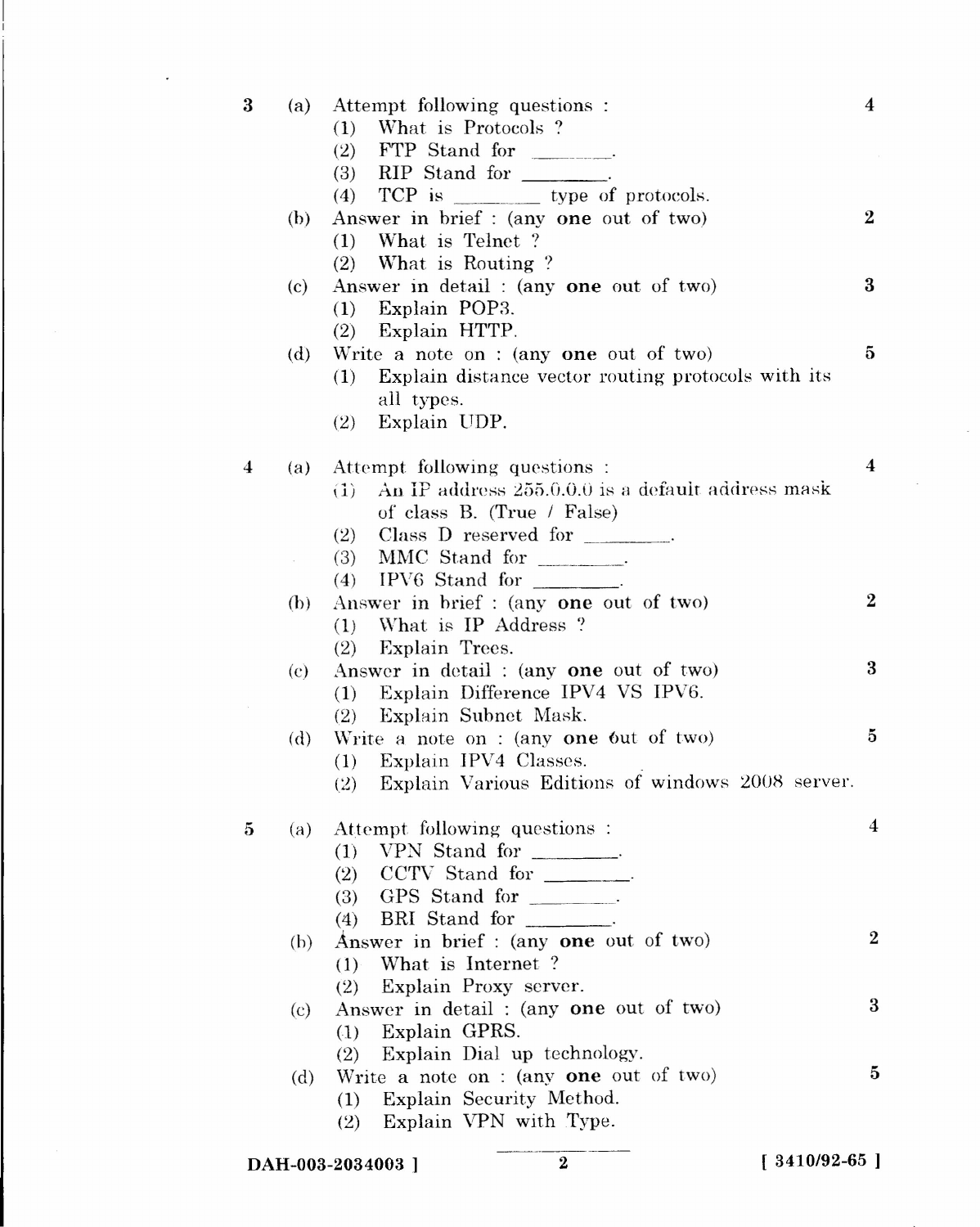**3** (a) Attempt following questions : **4**

(1) What is Protocols ?

(2) FTP Stand for ________.

(3) RIP Stand for ________.

(4) TCP is ________ type of protocols.

(b) Answer in brief : (any **one** out of two) **2**

(1) What is Telnet ?

(2) What is Routing ?

(c) Answer in detail : (any **one** out of two) **3**

(1) Explain POP3.

(2) Explain HTTP.

(d) Write a note on : (any **one** out of two) **5**

(1) Explain distance vector routing protocols with its all types.

(2) Explain UDP.

**4** (a) Attempt following questions : **4**

(1) An IP address 255.0.0.0 is a default address mask of class B. (True / False)

(2) Class D reserved for ________.

(3) MMC Stand for ________.

(4) IPV6 Stand for ________.

(b) Answer in brief : (any **one** out of two) **2**

(1) What is IP Address ?

(2) Explain Trees.

(c) Answer in detail : (any **one** out of two) **3**

(1) Explain Difference IPV4 VS IPV6.

(2) Explain Subnet Mask.

(d) Write a note on : (any **one** out of two) **5**

(1) Explain IPV4 Classes.

(2) Explain Various Editions of windows 2008 server.

**5** (a) Attempt following questions : **4**

(1) VPN Stand for ________.

(2) CCTV Stand for ________.

(3) GPS Stand for ________.

(4) BRI Stand for ________.

(b) Answer in brief : (any **one** out of two) **2**

(1) What is Internet ?

(2) Explain Proxy server.

(c) Answer in detail : (any **one** out of two) **3**

(1) Explain GPRS.

(2) Explain Dial up technology.

(d) Write a note on : (any **one** out of two) **5**

(1) Explain Security Method.

(2) Explain VPN with Type.

DAH-003-2034003 ] [ 3410/92-65 ]